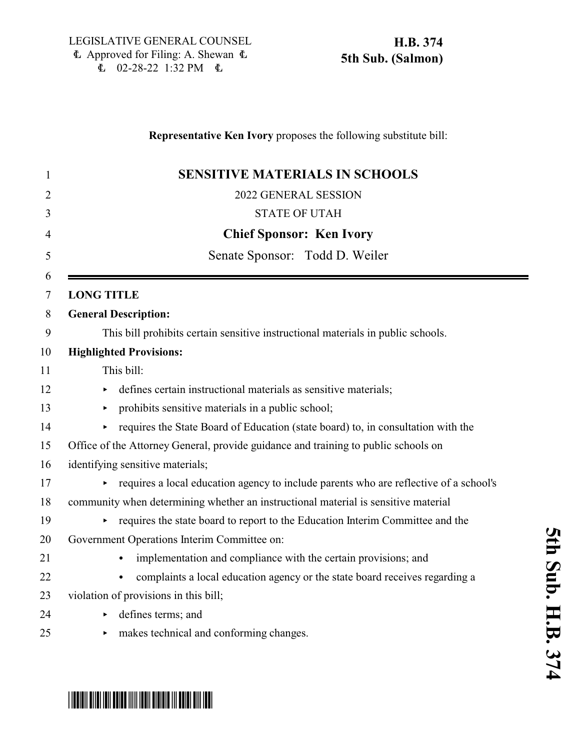LEGISLATIVE GENERAL COUNSEL
Approved for Filing: A. Shewan
02-28-22 1:32 PM

**H.B. 374**
**5th Sub. (Salmon)**

**Representative Ken Ivory** proposes the following substitute bill:

# SENSITIVE MATERIALS IN SCHOOLS

2022 GENERAL SESSION

STATE OF UTAH

**Chief Sponsor: Ken Ivory**

Senate Sponsor: Todd D. Weiler

**LONG TITLE**

**General Description:**

This bill prohibits certain sensitive instructional materials in public schools.

**Highlighted Provisions:**

This bill:

- defines certain instructional materials as sensitive materials;
- prohibits sensitive materials in a public school;
- requires the State Board of Education (state board) to, in consultation with the Office of the Attorney General, provide guidance and training to public schools on identifying sensitive materials;
- requires a local education agency to include parents who are reflective of a school's community when determining whether an instructional material is sensitive material
- requires the state board to report to the Education Interim Committee and the Government Operations Interim Committee on:
  - implementation and compliance with the certain provisions; and
  - complaints a local education agency or the state board receives regarding a violation of provisions in this bill;
- defines terms; and
- makes technical and conforming changes.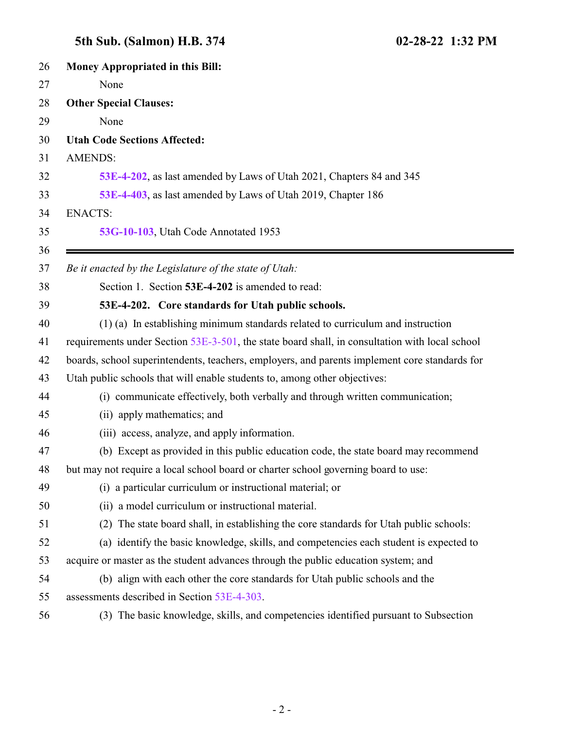**Money Appropriated in this Bill:**

None

**Other Special Clauses:**

None

**Utah Code Sections Affected:**

AMENDS:

**53E-4-202**, as last amended by Laws of Utah 2021, Chapters 84 and 345

**53E-4-403**, as last amended by Laws of Utah 2019, Chapter 186

ENACTS:

**53G-10-103**, Utah Code Annotated 1953

---

*Be it enacted by the Legislature of the state of Utah:*

Section 1. Section **53E-4-202** is amended to read:

**53E-4-202. Core standards for Utah public schools.**

(1) (a) In establishing minimum standards related to curriculum and instruction requirements under Section 53E-3-501, the state board shall, in consultation with local school boards, school superintendents, teachers, employers, and parents implement core standards for Utah public schools that will enable students to, among other objectives:

(i) communicate effectively, both verbally and through written communication;

(ii) apply mathematics; and

(iii) access, analyze, and apply information.

(b) Except as provided in this public education code, the state board may recommend but may not require a local school board or charter school governing board to use:

(i) a particular curriculum or instructional material; or

(ii) a model curriculum or instructional material.

(2) The state board shall, in establishing the core standards for Utah public schools:

(a) identify the basic knowledge, skills, and competencies each student is expected to acquire or master as the student advances through the public education system; and

(b) align with each other the core standards for Utah public schools and the assessments described in Section 53E-4-303.

(3) The basic knowledge, skills, and competencies identified pursuant to Subsection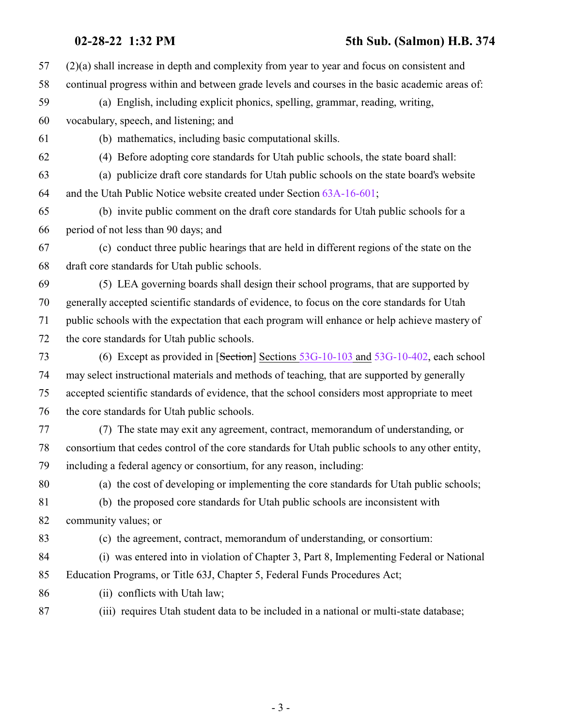57 (2)(a) shall increase in depth and complexity from year to year and focus on consistent and
58 continual progress within and between grade levels and courses in the basic academic areas of:

59 (a) English, including explicit phonics, spelling, grammar, reading, writing,
60 vocabulary, speech, and listening; and

61 (b) mathematics, including basic computational skills.

62 (4) Before adopting core standards for Utah public schools, the state board shall:

63 (a) publicize draft core standards for Utah public schools on the state board's website
64 and the Utah Public Notice website created under Section 63A-16-601;

65 (b) invite public comment on the draft core standards for Utah public schools for a
66 period of not less than 90 days; and

67 (c) conduct three public hearings that are held in different regions of the state on the
68 draft core standards for Utah public schools.

69 (5) LEA governing boards shall design their school programs, that are supported by
70 generally accepted scientific standards of evidence, to focus on the core standards for Utah
71 public schools with the expectation that each program will enhance or help achieve mastery of
72 the core standards for Utah public schools.

73 (6) Except as provided in [~~Section~~] <u>Sections 53G-10-103 and</u> 53G-10-402, each school
74 may select instructional materials and methods of teaching, that are supported by generally
75 accepted scientific standards of evidence, that the school considers most appropriate to meet
76 the core standards for Utah public schools.

77 (7) The state may exit any agreement, contract, memorandum of understanding, or
78 consortium that cedes control of the core standards for Utah public schools to any other entity,
79 including a federal agency or consortium, for any reason, including:

80 (a) the cost of developing or implementing the core standards for Utah public schools;

81 (b) the proposed core standards for Utah public schools are inconsistent with
82 community values; or

83 (c) the agreement, contract, memorandum of understanding, or consortium:

84 (i) was entered into in violation of Chapter 3, Part 8, Implementing Federal or National
85 Education Programs, or Title 63J, Chapter 5, Federal Funds Procedures Act;

86 (ii) conflicts with Utah law;

87 (iii) requires Utah student data to be included in a national or multi-state database;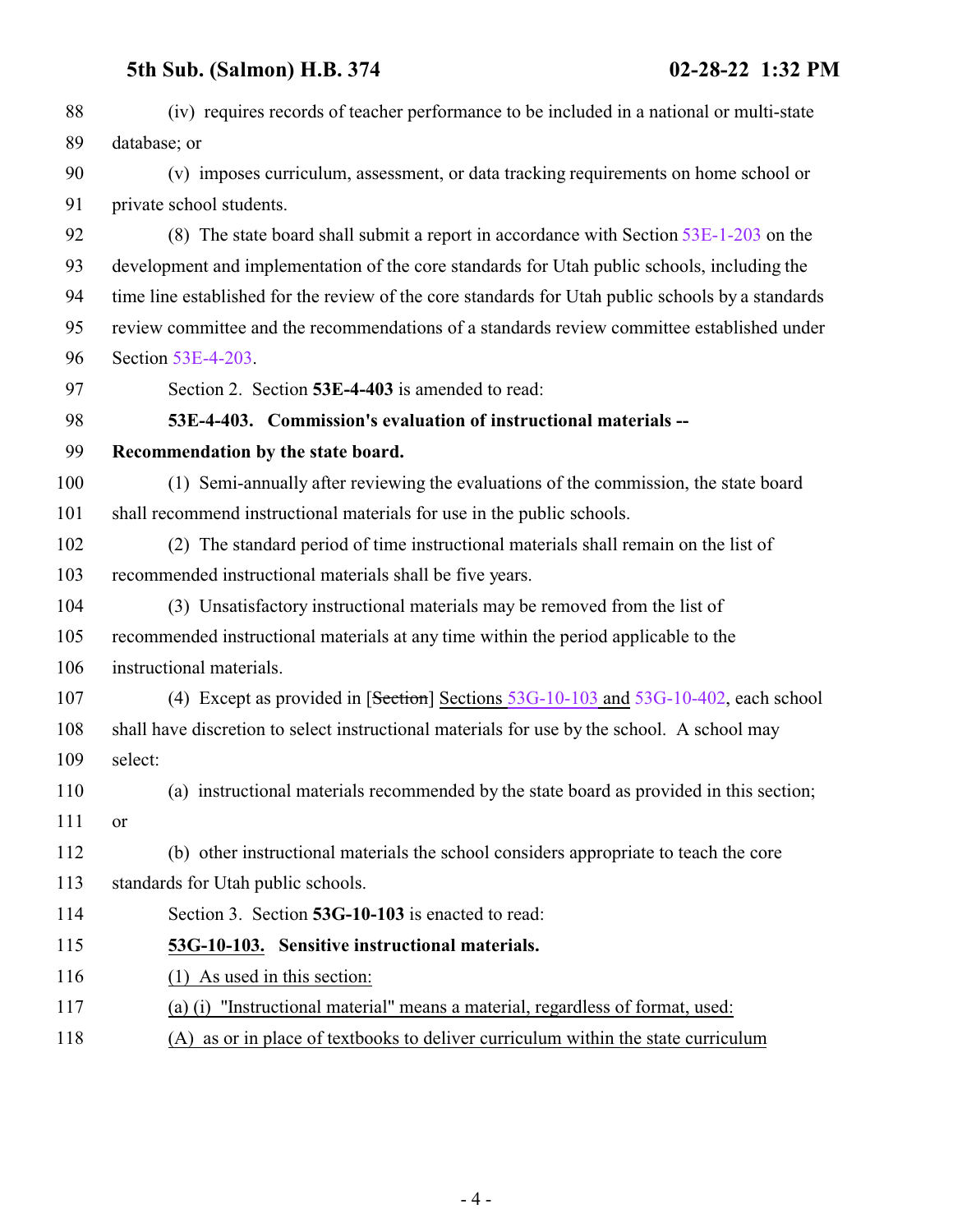88 (iv) requires records of teacher performance to be included in a national or multi-state
89 database; or

90 (v) imposes curriculum, assessment, or data tracking requirements on home school or
91 private school students.

92 (8) The state board shall submit a report in accordance with Section 53E-1-203 on the
93 development and implementation of the core standards for Utah public schools, including the
94 time line established for the review of the core standards for Utah public schools by a standards
95 review committee and the recommendations of a standards review committee established under
96 Section 53E-4-203.

97 Section 2. Section **53E-4-403** is amended to read:

98 **53E-4-403. Commission's evaluation of instructional materials --**
99 **Recommendation by the state board.**

100 (1) Semi-annually after reviewing the evaluations of the commission, the state board
101 shall recommend instructional materials for use in the public schools.

102 (2) The standard period of time instructional materials shall remain on the list of
103 recommended instructional materials shall be five years.

104 (3) Unsatisfactory instructional materials may be removed from the list of
105 recommended instructional materials at any time within the period applicable to the
106 instructional materials.

107 (4) Except as provided in [~~Section~~] <u>Sections</u> 53G-10-103 <u>and</u> 53G-10-402, each school
108 shall have discretion to select instructional materials for use by the school. A school may
109 select:

110 (a) instructional materials recommended by the state board as provided in this section;
111 or

112 (b) other instructional materials the school considers appropriate to teach the core
113 standards for Utah public schools.

114 Section 3. Section **53G-10-103** is enacted to read:

115 **<u>53G-10-103.</u> Sensitive instructional materials.**

116 <u>(1) As used in this section:</u>

117 <u>(a) (i) "Instructional material" means a material, regardless of format, used:</u>

118 <u>(A) as or in place of textbooks to deliver curriculum within the state curriculum</u>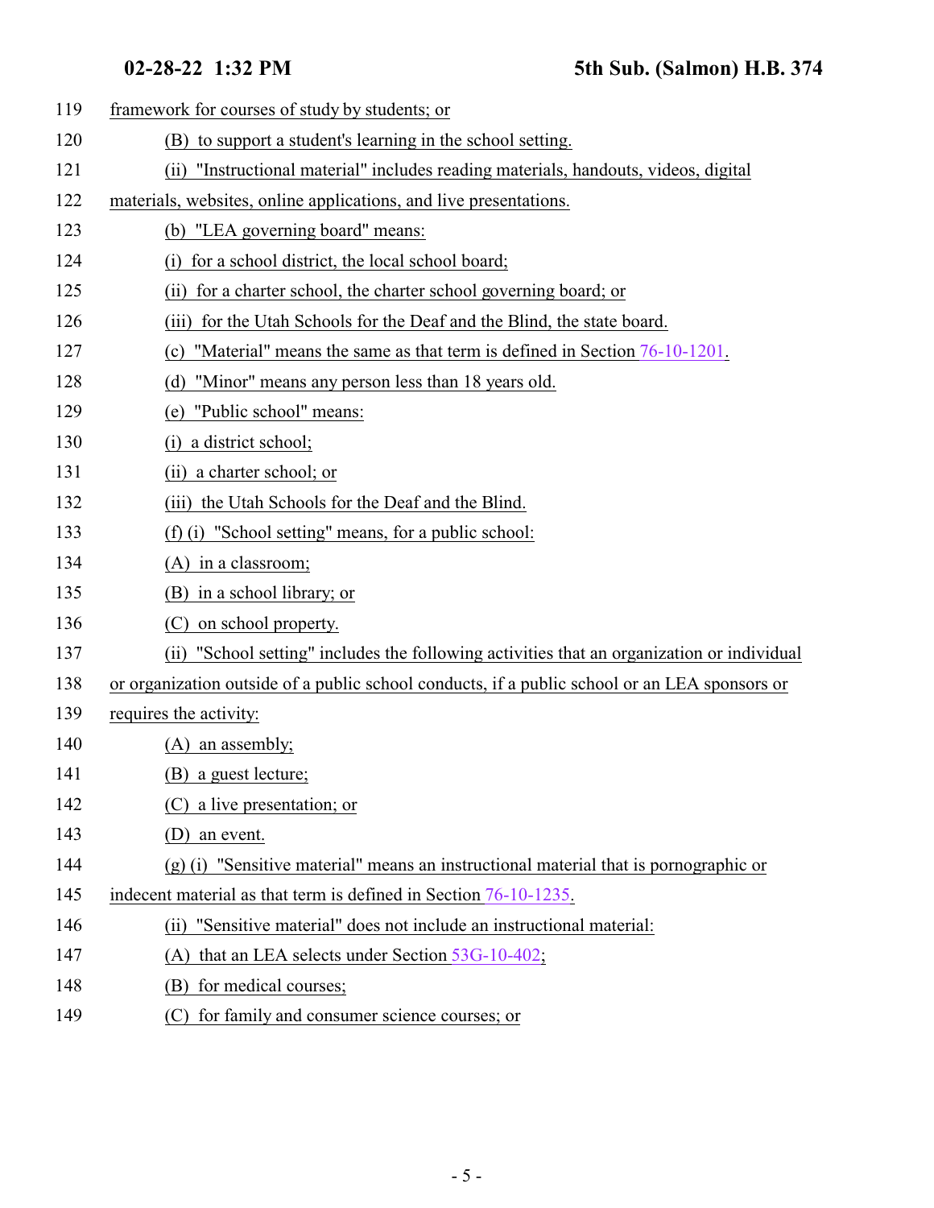framework for courses of study by students; or

(B) to support a student's learning in the school setting.

(ii) "Instructional material" includes reading materials, handouts, videos, digital materials, websites, online applications, and live presentations.

(b) "LEA governing board" means:

(i) for a school district, the local school board;

(ii) for a charter school, the charter school governing board; or

(iii) for the Utah Schools for the Deaf and the Blind, the state board.

(c) "Material" means the same as that term is defined in Section 76-10-1201.

(d) "Minor" means any person less than 18 years old.

(e) "Public school" means:

(i) a district school;

(ii) a charter school; or

(iii) the Utah Schools for the Deaf and the Blind.

(f) (i) "School setting" means, for a public school:

(A) in a classroom;

(B) in a school library; or

(C) on school property.

(ii) "School setting" includes the following activities that an organization or individual or organization outside of a public school conducts, if a public school or an LEA sponsors or requires the activity:

(A) an assembly;

(B) a guest lecture;

(C) a live presentation; or

(D) an event.

(g) (i) "Sensitive material" means an instructional material that is pornographic or indecent material as that term is defined in Section 76-10-1235.

(ii) "Sensitive material" does not include an instructional material:

(A) that an LEA selects under Section 53G-10-402;

(B) for medical courses;

(C) for family and consumer science courses; or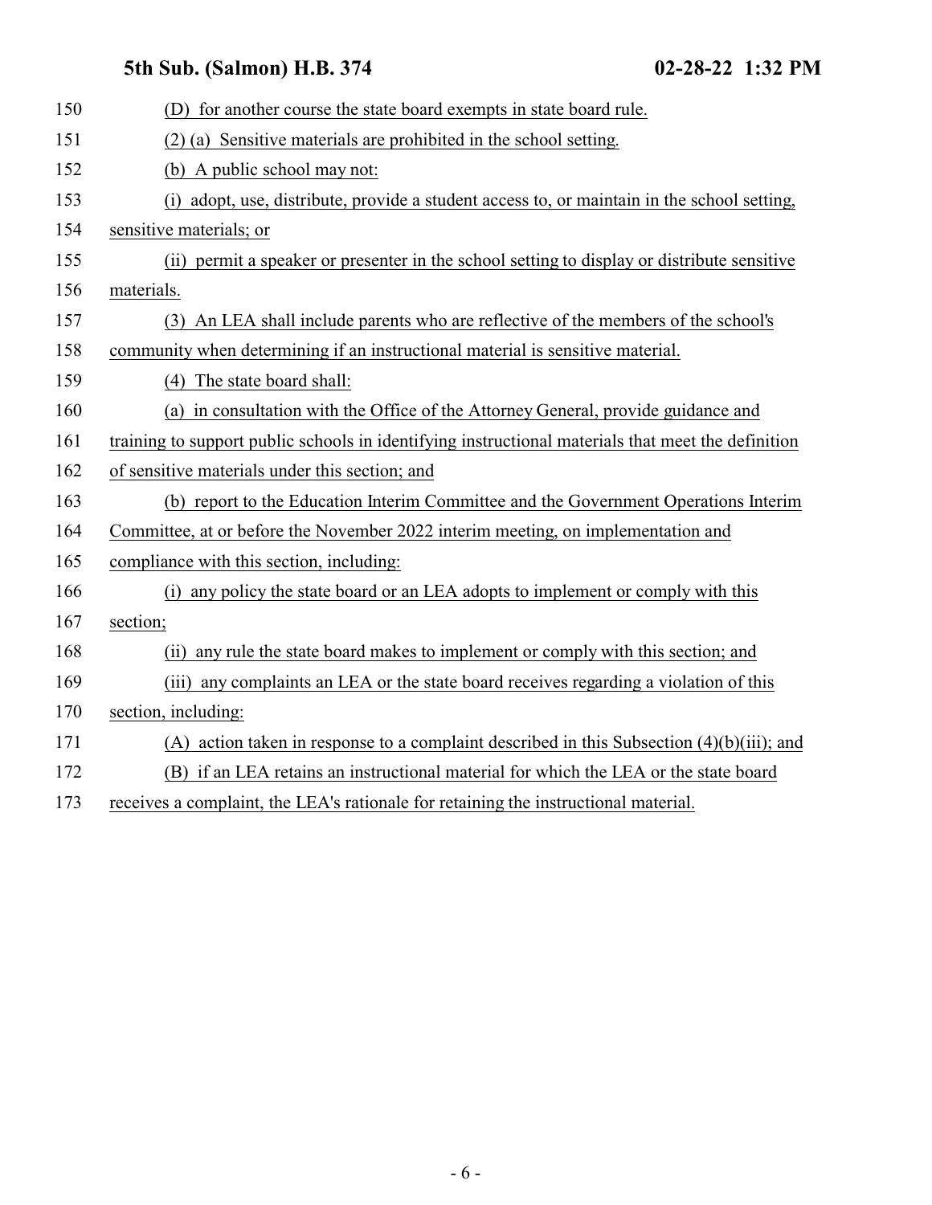(D) for another course the state board exempts in state board rule.

(2) (a) Sensitive materials are prohibited in the school setting.

(b) A public school may not:

(i) adopt, use, distribute, provide a student access to, or maintain in the school setting, sensitive materials; or

(ii) permit a speaker or presenter in the school setting to display or distribute sensitive materials.

(3) An LEA shall include parents who are reflective of the members of the school's community when determining if an instructional material is sensitive material.

(4) The state board shall:

(a) in consultation with the Office of the Attorney General, provide guidance and training to support public schools in identifying instructional materials that meet the definition of sensitive materials under this section; and

(b) report to the Education Interim Committee and the Government Operations Interim Committee, at or before the November 2022 interim meeting, on implementation and compliance with this section, including:

(i) any policy the state board or an LEA adopts to implement or comply with this section;

(ii) any rule the state board makes to implement or comply with this section; and

(iii) any complaints an LEA or the state board receives regarding a violation of this section, including:

(A) action taken in response to a complaint described in this Subsection (4)(b)(iii); and

(B) if an LEA retains an instructional material for which the LEA or the state board receives a complaint, the LEA's rationale for retaining the instructional material.